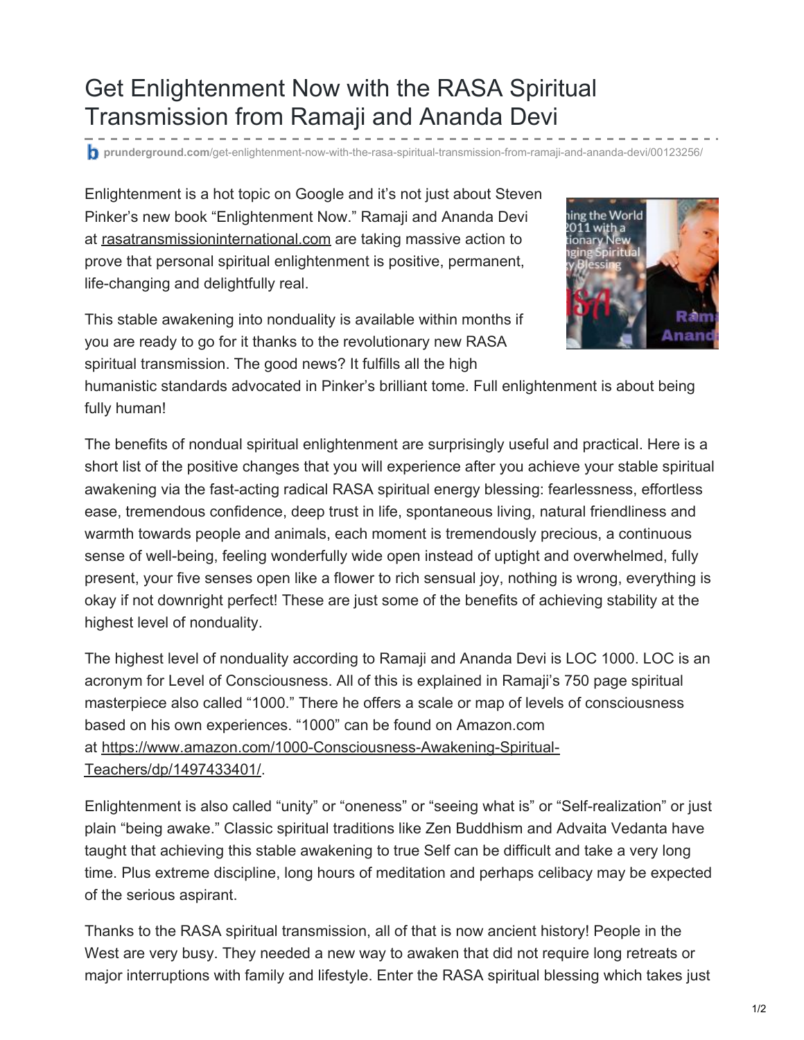# Get Enlightenment Now with the RASA Spiritual Transmission from Ramaji and Ananda Devi

prunderground.com/get-enlightenment-now-with-the-rasa-spiritual-transmission-from-ramaji-and-ananda-devi/00123256/

Enlightenment is a hot topic on Google and it's not just about Steven Pinker's new book "Enlightenment Now." Ramaji and Ananda Devi at rasatransmissioninternational.com are taking massive action to prove that personal spiritual enlightenment is positive, permanent, life-changing and delightfully real.

This stable awakening into nonduality is available within months if you are ready to go for it thanks to the revolutionary new RASA spiritual transmission. The good news? It fulfills all the high humanistic standards advocated in Pinker's brilliant tome. Full enlightenment is about being fully human!

The benefits of nondual spiritual enlightenment are surprisingly useful and practical. Here is a short list of the positive changes that you will experience after you achieve your stable spiritual awakening via the fast-acting radical RASA spiritual energy blessing: fearlessness, effortless ease, tremendous confidence, deep trust in life, spontaneous living, natural friendliness and warmth towards people and animals, each moment is tremendously precious, a continuous sense of well-being, feeling wonderfully wide open instead of uptight and overwhelmed, fully present, your five senses open like a flower to rich sensual joy, nothing is wrong, everything is okay if not downright perfect! These are just some of the benefits of achieving stability at the highest level of nonduality.

The highest level of nonduality according to Ramaji and Ananda Devi is LOC 1000. LOC is an acronym for Level of Consciousness. All of this is explained in Ramaji's 750 page spiritual masterpiece also called "1000." There he offers a scale or map of levels of consciousness based on his own experiences. "1000" can be found on Amazon.com at https://www.amazon.com/1000-Consciousness-Awakening-Spiritual-Teachers/dp/1497433401/.

Enlightenment is also called "unity" or "oneness" or "seeing what is" or "Self-realization" or just plain "being awake." Classic spiritual traditions like Zen Buddhism and Advaita Vedanta have taught that achieving this stable awakening to true Self can be difficult and take a very long time. Plus extreme discipline, long hours of meditation and perhaps celibacy may be expected of the serious aspirant.

Thanks to the RASA spiritual transmission, all of that is now ancient history! People in the West are very busy. They needed a new way to awaken that did not require long retreats or major interruptions with family and lifestyle. Enter the RASA spiritual blessing which takes just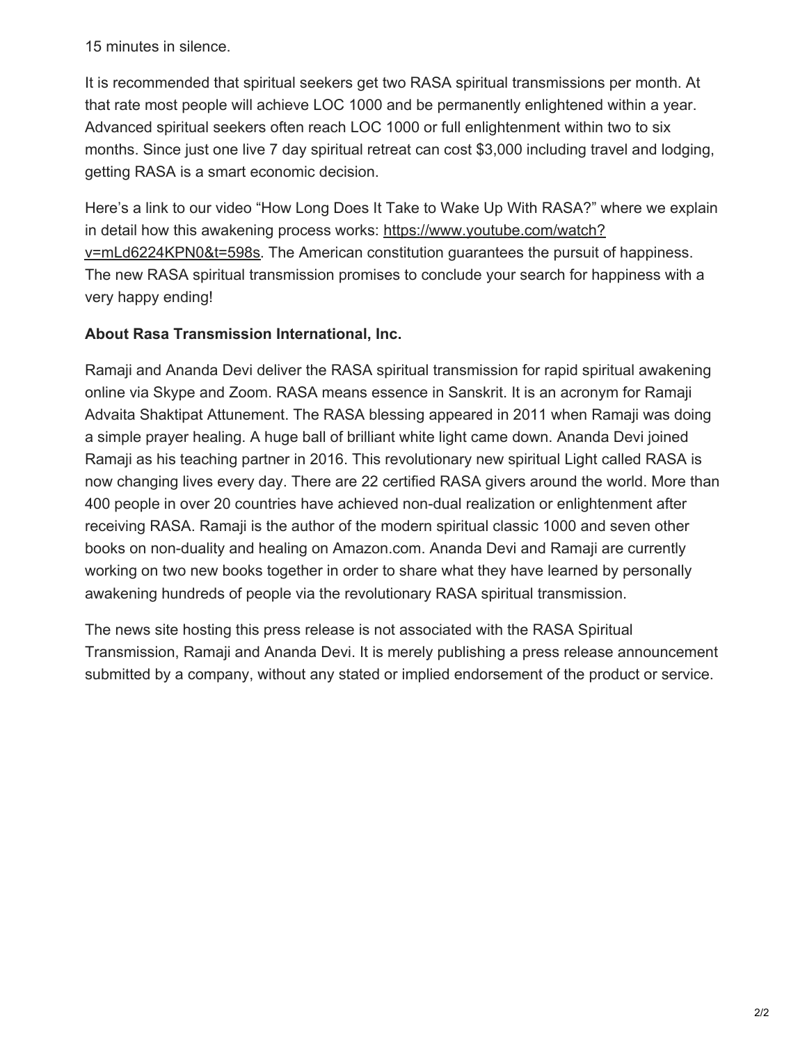15 minutes in silence.

It is recommended that spiritual seekers get two RASA spiritual transmissions per month. At that rate most people will achieve LOC 1000 and be permanently enlightened within a year. Advanced spiritual seekers often reach LOC 1000 or full enlightenment within two to six months. Since just one live 7 day spiritual retreat can cost $3,000 including travel and lodging, getting RASA is a smart economic decision.

Here's a link to our video "How Long Does It Take to Wake Up With RASA?" where we explain in detail how this awakening process works: https://www.youtube.com/watch?v=mLd6224KPN0&t=598s. The American constitution guarantees the pursuit of happiness. The new RASA spiritual transmission promises to conclude your search for happiness with a very happy ending!

**About Rasa Transmission International, Inc.**

Ramaji and Ananda Devi deliver the RASA spiritual transmission for rapid spiritual awakening online via Skype and Zoom. RASA means essence in Sanskrit. It is an acronym for Ramaji Advaita Shaktipat Attunement. The RASA blessing appeared in 2011 when Ramaji was doing a simple prayer healing. A huge ball of brilliant white light came down. Ananda Devi joined Ramaji as his teaching partner in 2016. This revolutionary new spiritual Light called RASA is now changing lives every day. There are 22 certified RASA givers around the world. More than 400 people in over 20 countries have achieved non-dual realization or enlightenment after receiving RASA. Ramaji is the author of the modern spiritual classic 1000 and seven other books on non-duality and healing on Amazon.com. Ananda Devi and Ramaji are currently working on two new books together in order to share what they have learned by personally awakening hundreds of people via the revolutionary RASA spiritual transmission.

The news site hosting this press release is not associated with the RASA Spiritual Transmission, Ramaji and Ananda Devi. It is merely publishing a press release announcement submitted by a company, without any stated or implied endorsement of the product or service.